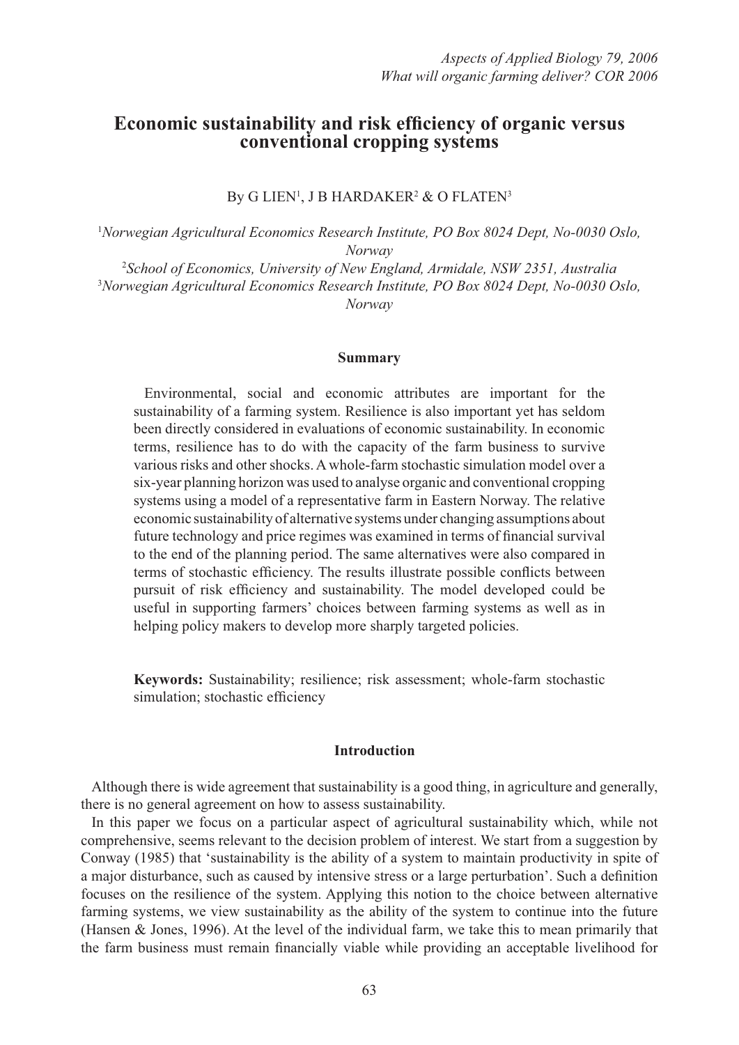# Economic sustainability and risk efficiency of organic versus conventional cropping systems

By G LIEN[1], J B HARDAKER[2] & O FLATEN[3]

[1]*Norwegian Agricultural Economics Research Institute, PO Box 8024 Dept, No-0030 Oslo, Norway*

[2]*School of Economics, University of New England, Armidale, NSW 2351, Australia*

[3]*Norwegian Agricultural Economics Research Institute, PO Box 8024 Dept, No-0030 Oslo, Norway*

## Summary

Environmental, social and economic attributes are important for the sustainability of a farming system. Resilience is also important yet has seldom been directly considered in evaluations of economic sustainability. In economic terms, resilience has to do with the capacity of the farm business to survive various risks and other shocks. A whole-farm stochastic simulation model over a six-year planning horizon was used to analyse organic and conventional cropping systems using a model of a representative farm in Eastern Norway. The relative economic sustainability of alternative systems under changing assumptions about future technology and price regimes was examined in terms of financial survival to the end of the planning period. The same alternatives were also compared in terms of stochastic efficiency. The results illustrate possible conflicts between pursuit of risk efficiency and sustainability. The model developed could be useful in supporting farmers' choices between farming systems as well as in helping policy makers to develop more sharply targeted policies.

**Keywords:** Sustainability; resilience; risk assessment; whole-farm stochastic simulation; stochastic efficiency

## Introduction

Although there is wide agreement that sustainability is a good thing, in agriculture and generally, there is no general agreement on how to assess sustainability.

In this paper we focus on a particular aspect of agricultural sustainability which, while not comprehensive, seems relevant to the decision problem of interest. We start from a suggestion by Conway (1985) that 'sustainability is the ability of a system to maintain productivity in spite of a major disturbance, such as caused by intensive stress or a large perturbation'. Such a definition focuses on the resilience of the system. Applying this notion to the choice between alternative farming systems, we view sustainability as the ability of the system to continue into the future (Hansen & Jones, 1996). At the level of the individual farm, we take this to mean primarily that the farm business must remain financially viable while providing an acceptable livelihood for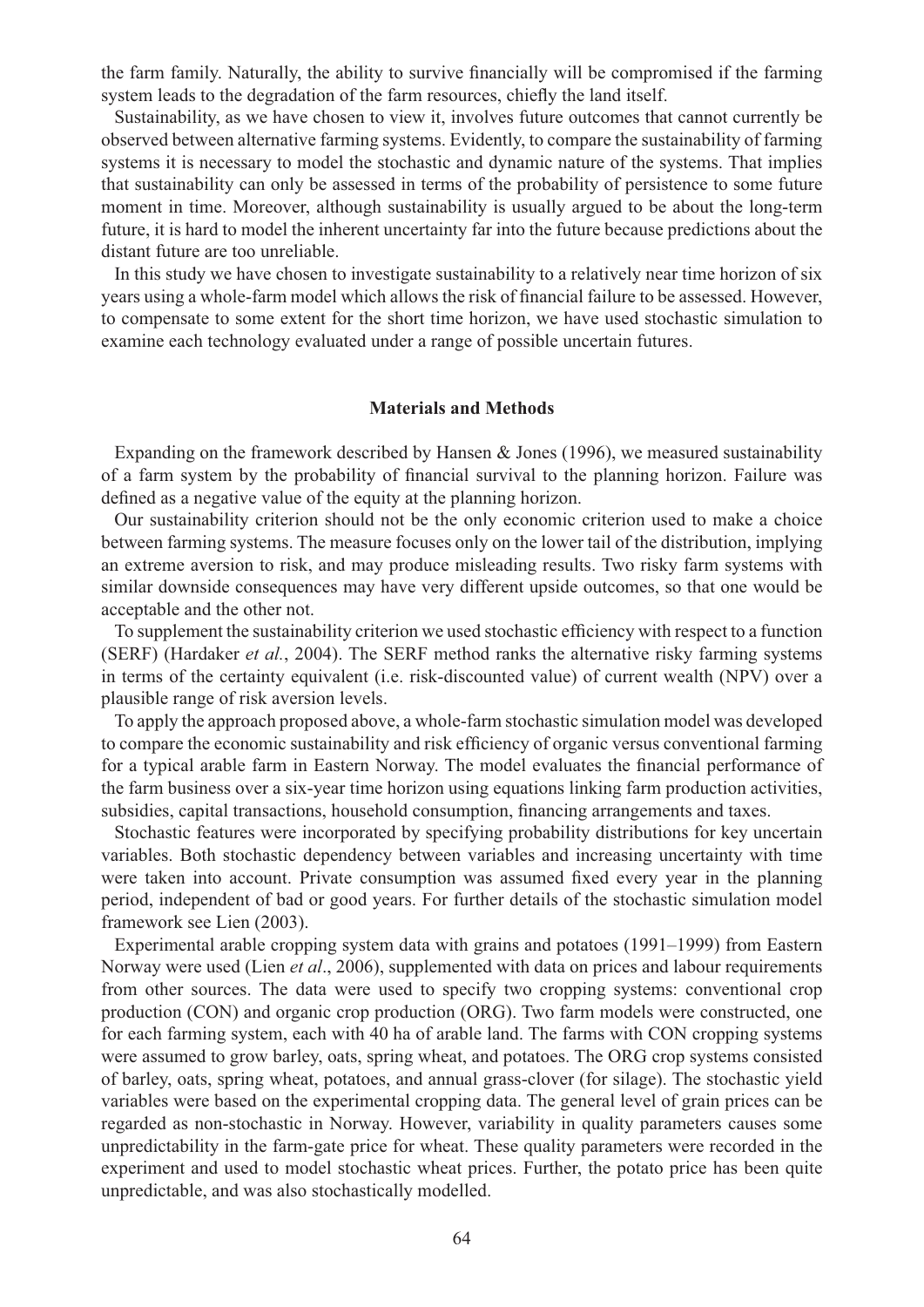the farm family. Naturally, the ability to survive financially will be compromised if the farming system leads to the degradation of the farm resources, chiefly the land itself.

Sustainability, as we have chosen to view it, involves future outcomes that cannot currently be observed between alternative farming systems. Evidently, to compare the sustainability of farming systems it is necessary to model the stochastic and dynamic nature of the systems. That implies that sustainability can only be assessed in terms of the probability of persistence to some future moment in time. Moreover, although sustainability is usually argued to be about the long-term future, it is hard to model the inherent uncertainty far into the future because predictions about the distant future are too unreliable.

In this study we have chosen to investigate sustainability to a relatively near time horizon of six years using a whole-farm model which allows the risk of financial failure to be assessed. However, to compensate to some extent for the short time horizon, we have used stochastic simulation to examine each technology evaluated under a range of possible uncertain futures.

## Materials and Methods

Expanding on the framework described by Hansen & Jones (1996), we measured sustainability of a farm system by the probability of financial survival to the planning horizon. Failure was defined as a negative value of the equity at the planning horizon.

Our sustainability criterion should not be the only economic criterion used to make a choice between farming systems. The measure focuses only on the lower tail of the distribution, implying an extreme aversion to risk, and may produce misleading results. Two risky farm systems with similar downside consequences may have very different upside outcomes, so that one would be acceptable and the other not.

To supplement the sustainability criterion we used stochastic efficiency with respect to a function (SERF) (Hardaker *et al.*, 2004). The SERF method ranks the alternative risky farming systems in terms of the certainty equivalent (i.e. risk-discounted value) of current wealth (NPV) over a plausible range of risk aversion levels.

To apply the approach proposed above, a whole-farm stochastic simulation model was developed to compare the economic sustainability and risk efficiency of organic versus conventional farming for a typical arable farm in Eastern Norway. The model evaluates the financial performance of the farm business over a six-year time horizon using equations linking farm production activities, subsidies, capital transactions, household consumption, financing arrangements and taxes.

Stochastic features were incorporated by specifying probability distributions for key uncertain variables. Both stochastic dependency between variables and increasing uncertainty with time were taken into account. Private consumption was assumed fixed every year in the planning period, independent of bad or good years. For further details of the stochastic simulation model framework see Lien (2003).

Experimental arable cropping system data with grains and potatoes (1991–1999) from Eastern Norway were used (Lien *et al*., 2006), supplemented with data on prices and labour requirements from other sources. The data were used to specify two cropping systems: conventional crop production (CON) and organic crop production (ORG). Two farm models were constructed, one for each farming system, each with 40 ha of arable land. The farms with CON cropping systems were assumed to grow barley, oats, spring wheat, and potatoes. The ORG crop systems consisted of barley, oats, spring wheat, potatoes, and annual grass-clover (for silage). The stochastic yield variables were based on the experimental cropping data. The general level of grain prices can be regarded as non-stochastic in Norway. However, variability in quality parameters causes some unpredictability in the farm-gate price for wheat. These quality parameters were recorded in the experiment and used to model stochastic wheat prices. Further, the potato price has been quite unpredictable, and was also stochastically modelled.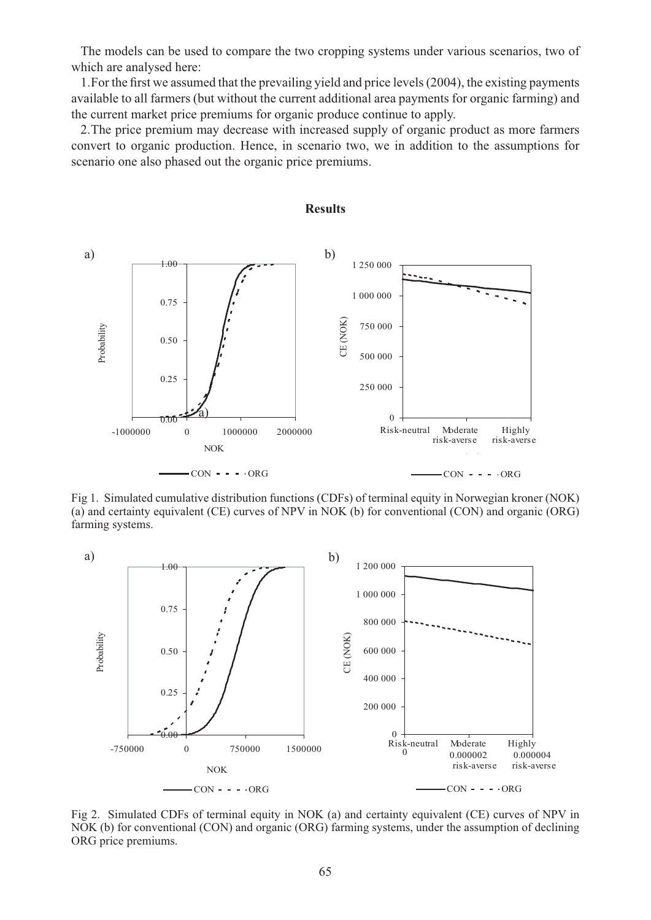The models can be used to compare the two cropping systems under various scenarios, two of which are analysed here:

1. For the first we assumed that the prevailing yield and price levels (2004), the existing payments available to all farmers (but without the current additional area payments for organic farming) and the current market price premiums for organic produce continue to apply.

2. The price premium may decrease with increased supply of organic product as more farmers convert to organic production. Hence, in scenario two, we in addition to the assumptions for scenario one also phased out the organic price premiums.

## Results

Fig 1. Simulated cumulative distribution functions (CDFs) of terminal equity in Norwegian kroner (NOK) (a) and certainty equivalent (CE) curves of NPV in NOK (b) for conventional (CON) and organic (ORG) farming systems.

Fig 2. Simulated CDFs of terminal equity in NOK (a) and certainty equivalent (CE) curves of NPV in NOK (b) for conventional (CON) and organic (ORG) farming systems, under the assumption of declining ORG price premiums.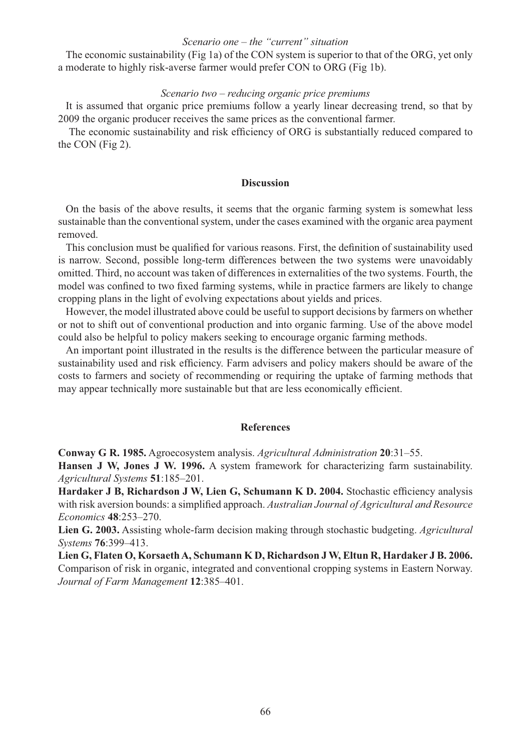*Scenario one – the "current" situation*

The economic sustainability (Fig 1a) of the CON system is superior to that of the ORG, yet only a moderate to highly risk-averse farmer would prefer CON to ORG (Fig 1b).

*Scenario two – reducing organic price premiums*

It is assumed that organic price premiums follow a yearly linear decreasing trend, so that by 2009 the organic producer receives the same prices as the conventional farmer.

The economic sustainability and risk efficiency of ORG is substantially reduced compared to the CON (Fig 2).

## Discussion

On the basis of the above results, it seems that the organic farming system is somewhat less sustainable than the conventional system, under the cases examined with the organic area payment removed.

This conclusion must be qualified for various reasons. First, the definition of sustainability used is narrow. Second, possible long-term differences between the two systems were unavoidably omitted. Third, no account was taken of differences in externalities of the two systems. Fourth, the model was confined to two fixed farming systems, while in practice farmers are likely to change cropping plans in the light of evolving expectations about yields and prices.

However, the model illustrated above could be useful to support decisions by farmers on whether or not to shift out of conventional production and into organic farming. Use of the above model could also be helpful to policy makers seeking to encourage organic farming methods.

An important point illustrated in the results is the difference between the particular measure of sustainability used and risk efficiency. Farm advisers and policy makers should be aware of the costs to farmers and society of recommending or requiring the uptake of farming methods that may appear technically more sustainable but that are less economically efficient.

## References

**Conway G R. 1985.** Agroecosystem analysis. *Agricultural Administration* **20**:31–55.

**Hansen J W, Jones J W. 1996.** A system framework for characterizing farm sustainability. *Agricultural Systems* **51**:185–201.

**Hardaker J B, Richardson J W, Lien G, Schumann K D. 2004.** Stochastic efficiency analysis with risk aversion bounds: a simplified approach. *Australian Journal of Agricultural and Resource Economics* **48**:253–270.

**Lien G. 2003.** Assisting whole-farm decision making through stochastic budgeting. *Agricultural Systems* **76**:399–413.

**Lien G, Flaten O, Korsaeth A, Schumann K D, Richardson J W, Eltun R, Hardaker J B. 2006.** Comparison of risk in organic, integrated and conventional cropping systems in Eastern Norway. *Journal of Farm Management* **12**:385–401.